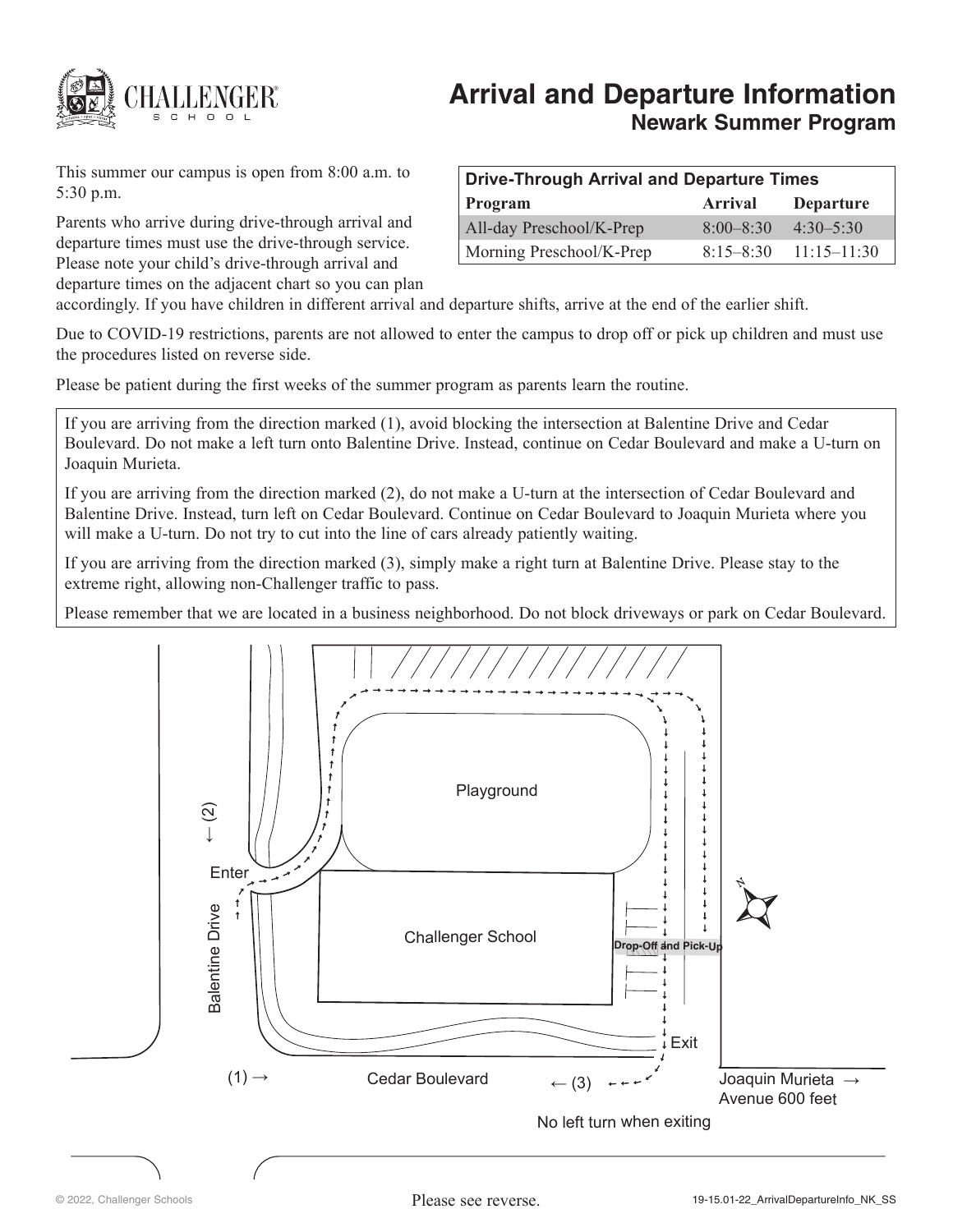# Arrival and Departure Information

## Newark Summer Program

This summer our campus is open from 8:00 a.m. to 5:30 p.m.

Parents who arrive during drive-through arrival and departure times must use the drive-through service. Please note your child's drive-through arrival and departure times on the adjacent chart so you can plan accordingly. If you have children in different arrival and departure shifts, arrive at the end of the earlier shift.

| Drive-Through Arrival and Departure Times | | |
|---|---|---|
| **Program** | **Arrival** | **Departure** |
| All-day Preschool/K-Prep | 8:00–8:30 | 4:30–5:30 |
| Morning Preschool/K-Prep | 8:15–8:30 | 11:15–11:30 |

Due to COVID-19 restrictions, parents are not allowed to enter the campus to drop off or pick up children and must use the procedures listed on reverse side.

Please be patient during the first weeks of the summer program as parents learn the routine.

If you are arriving from the direction marked (1), avoid blocking the intersection at Balentine Drive and Cedar Boulevard. Do not make a left turn onto Balentine Drive. Instead, continue on Cedar Boulevard and make a U-turn on Joaquin Murieta.

If you are arriving from the direction marked (2), do not make a U-turn at the intersection of Cedar Boulevard and Balentine Drive. Instead, turn left on Cedar Boulevard. Continue on Cedar Boulevard to Joaquin Murieta where you will make a U-turn. Do not try to cut into the line of cars already patiently waiting.

If you are arriving from the direction marked (3), simply make a right turn at Balentine Drive. Please stay to the extreme right, allowing non-Challenger traffic to pass.

Please remember that we are located in a business neighborhood. Do not block driveways or park on Cedar Boulevard.

Playground

Challenger School

Drop-Off and Pick-Up

← (2)

Enter

Balentine Drive

Exit

(1) →

Cedar Boulevard

← (3)

Joaquin Murieta → Avenue 600 feet

No left turn when exiting

N

Please see reverse.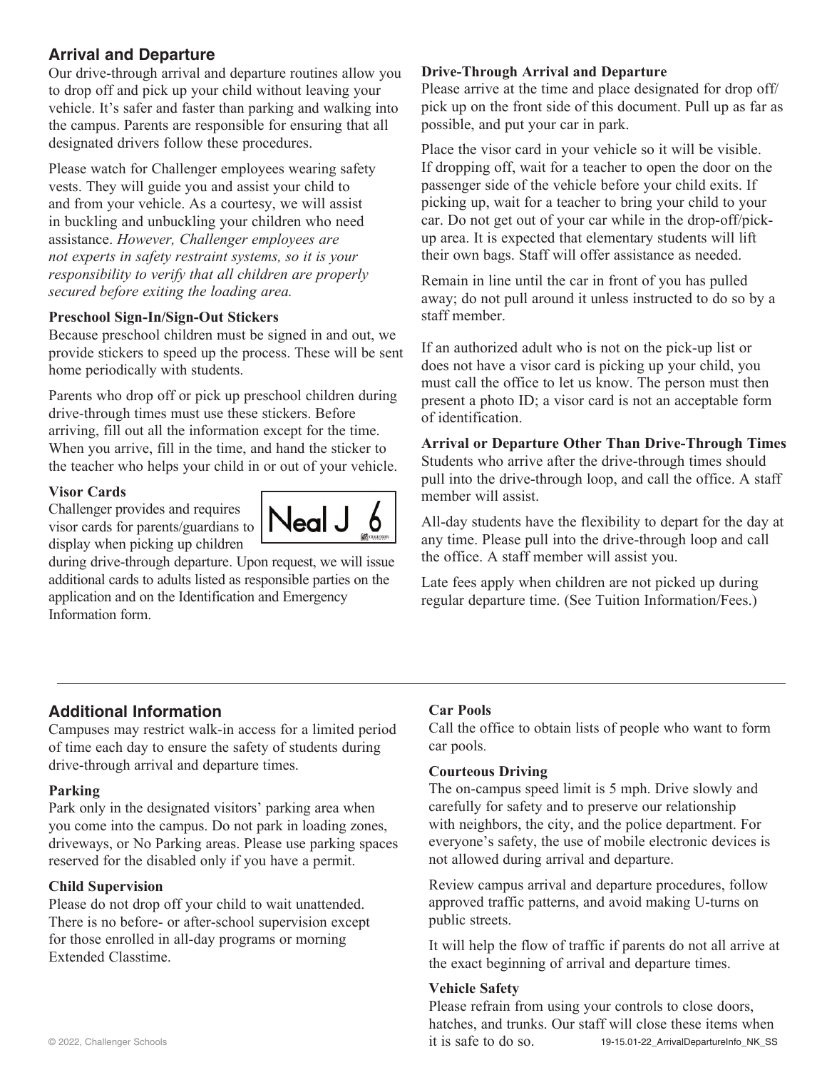## Arrival and Departure

Our drive-through arrival and departure routines allow you to drop off and pick up your child without leaving your vehicle. It's safer and faster than parking and walking into the campus. Parents are responsible for ensuring that all designated drivers follow these procedures.

Please watch for Challenger employees wearing safety vests. They will guide you and assist your child to and from your vehicle. As a courtesy, we will assist in buckling and unbuckling your children who need assistance. *However, Challenger employees are not experts in safety restraint systems, so it is your responsibility to verify that all children are properly secured before exiting the loading area.*

**Preschool Sign-In/Sign-Out Stickers**

Because preschool children must be signed in and out, we provide stickers to speed up the process. These will be sent home periodically with students.

Parents who drop off or pick up preschool children during drive-through times must use these stickers. Before arriving, fill out all the information except for the time. When you arrive, fill in the time, and hand the sticker to the teacher who helps your child in or out of your vehicle.

**Visor Cards**

Neal J 6

Challenger provides and requires visor cards for parents/guardians to display when picking up children during drive-through departure. Upon request, we will issue additional cards to adults listed as responsible parties on the application and on the Identification and Emergency Information form.

**Drive-Through Arrival and Departure**

Please arrive at the time and place designated for drop off/pick up on the front side of this document. Pull up as far as possible, and put your car in park.

Place the visor card in your vehicle so it will be visible. If dropping off, wait for a teacher to open the door on the passenger side of the vehicle before your child exits. If picking up, wait for a teacher to bring your child to your car. Do not get out of your car while in the drop-off/pick-up area. It is expected that elementary students will lift their own bags. Staff will offer assistance as needed.

Remain in line until the car in front of you has pulled away; do not pull around it unless instructed to do so by a staff member.

If an authorized adult who is not on the pick-up list or does not have a visor card is picking up your child, you must call the office to let us know. The person must then present a photo ID; a visor card is not an acceptable form of identification.

**Arrival or Departure Other Than Drive-Through Times**

Students who arrive after the drive-through times should pull into the drive-through loop, and call the office. A staff member will assist.

All-day students have the flexibility to depart for the day at any time. Please pull into the drive-through loop and call the office. A staff member will assist you.

Late fees apply when children are not picked up during regular departure time. (See Tuition Information/Fees.)

## Additional Information

Campuses may restrict walk-in access for a limited period of time each day to ensure the safety of students during drive-through arrival and departure times.

**Parking**

Park only in the designated visitors' parking area when you come into the campus. Do not park in loading zones, driveways, or No Parking areas. Please use parking spaces reserved for the disabled only if you have a permit.

**Child Supervision**

Please do not drop off your child to wait unattended. There is no before- or after-school supervision except for those enrolled in all-day programs or morning Extended Classtime.

**Car Pools**

Call the office to obtain lists of people who want to form car pools.

**Courteous Driving**

The on-campus speed limit is 5 mph. Drive slowly and carefully for safety and to preserve our relationship with neighbors, the city, and the police department. For everyone's safety, the use of mobile electronic devices is not allowed during arrival and departure.

Review campus arrival and departure procedures, follow approved traffic patterns, and avoid making U-turns on public streets.

It will help the flow of traffic if parents do not all arrive at the exact beginning of arrival and departure times.

**Vehicle Safety**

Please refrain from using your controls to close doors, hatches, and trunks. Our staff will close these items when it is safe to do so.

© 2022, Challenger Schools

19-15.01-22_ArrivalDepartureInfo_NK_SS